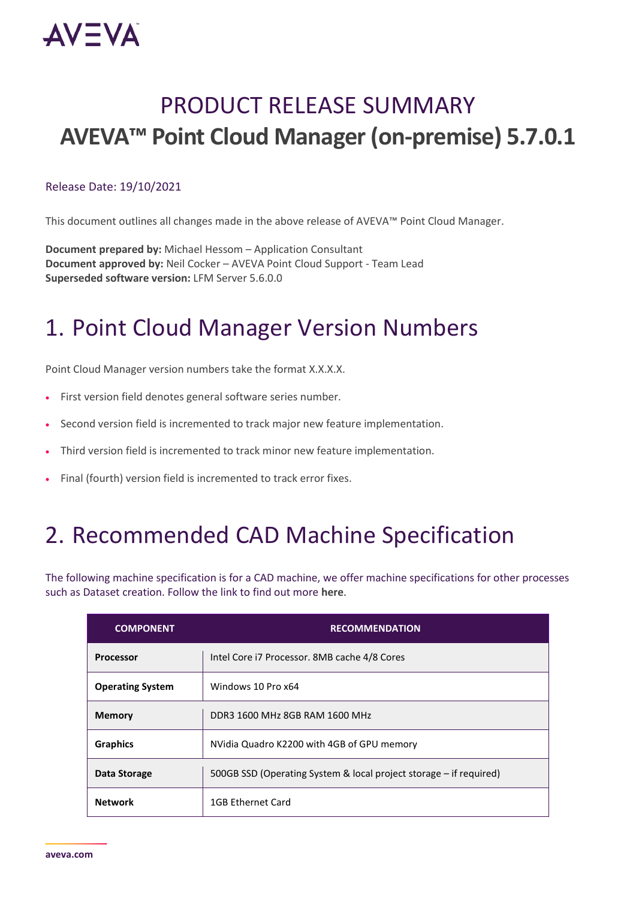# PRODUCT RELEASE SUMMARY

# AVEVA™ Point Cloud Manager (on-premise) 5.7.0.1

Release Date: 19/10/2021

This document outlines all changes made in the above release of AVEVA™ Point Cloud Manager.

**Document prepared by:** Michael Hessom – Application Consultant
**Document approved by:** Neil Cocker – AVEVA Point Cloud Support - Team Lead
**Superseded software version:** LFM Server 5.6.0.0

## 1. Point Cloud Manager Version Numbers

Point Cloud Manager version numbers take the format X.X.X.X.

- First version field denotes general software series number.
- Second version field is incremented to track major new feature implementation.
- Third version field is incremented to track minor new feature implementation.
- Final (fourth) version field is incremented to track error fixes.

## 2. Recommended CAD Machine Specification

The following machine specification is for a CAD machine, we offer machine specifications for other processes such as Dataset creation. Follow the link to find out more **here**.

| COMPONENT | RECOMMENDATION |
|---|---|
| **Processor** | Intel Core i7 Processor. 8MB cache 4/8 Cores |
| **Operating System** | Windows 10 Pro x64 |
| **Memory** | DDR3 1600 MHz 8GB RAM 1600 MHz |
| **Graphics** | NVidia Quadro K2200 with 4GB of GPU memory |
| **Data Storage** | 500GB SSD (Operating System & local project storage – if required) |
| **Network** | 1GB Ethernet Card |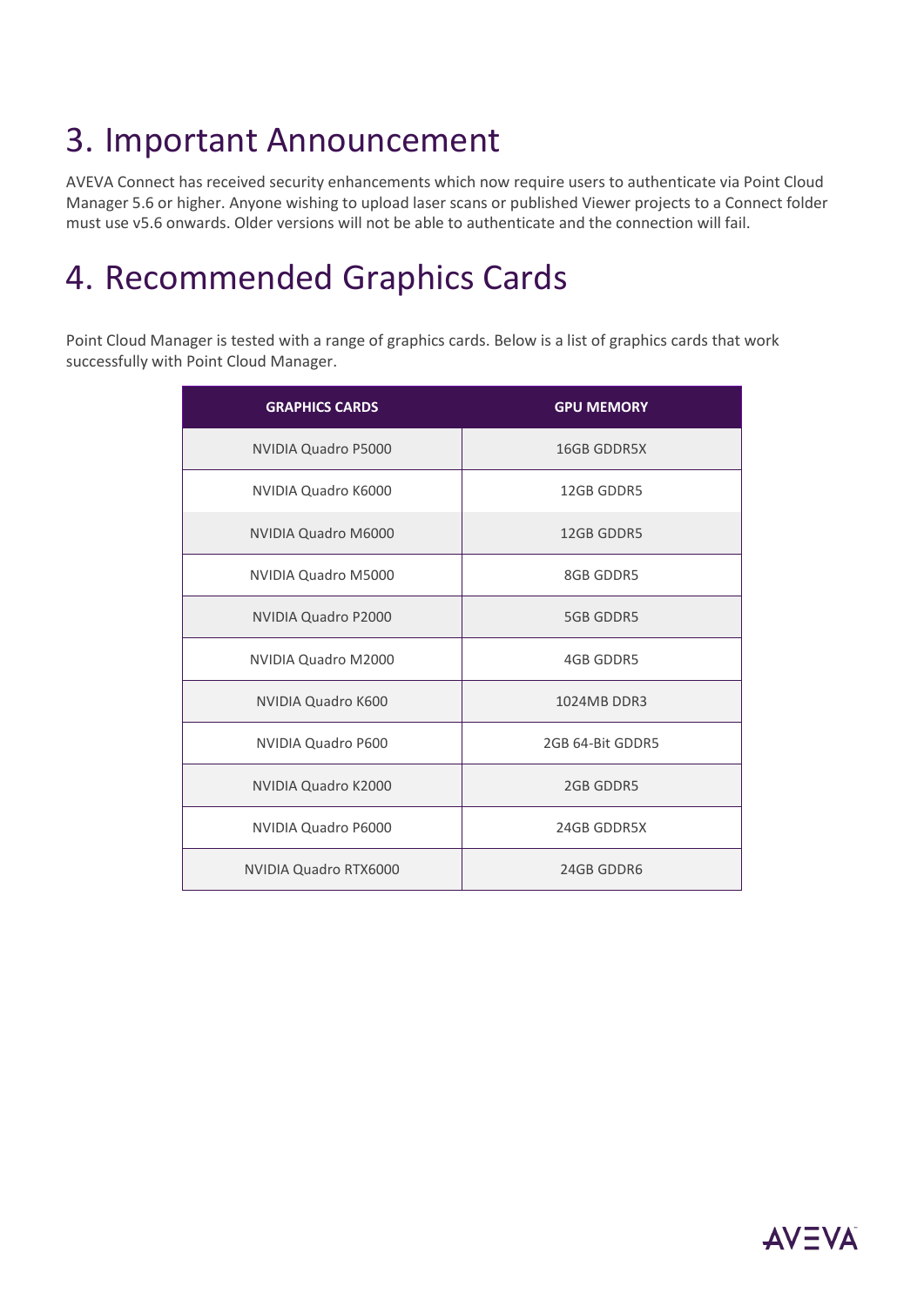# 3. Important Announcement

AVEVA Connect has received security enhancements which now require users to authenticate via Point Cloud Manager 5.6 or higher. Anyone wishing to upload laser scans or published Viewer projects to a Connect folder must use v5.6 onwards. Older versions will not be able to authenticate and the connection will fail.

# 4. Recommended Graphics Cards

Point Cloud Manager is tested with a range of graphics cards. Below is a list of graphics cards that work successfully with Point Cloud Manager.

| GRAPHICS CARDS | GPU MEMORY |
| --- | --- |
| NVIDIA Quadro P5000 | 16GB GDDR5X |
| NVIDIA Quadro K6000 | 12GB GDDR5 |
| NVIDIA Quadro M6000 | 12GB GDDR5 |
| NVIDIA Quadro M5000 | 8GB GDDR5 |
| NVIDIA Quadro P2000 | 5GB GDDR5 |
| NVIDIA Quadro M2000 | 4GB GDDR5 |
| NVIDIA Quadro K600 | 1024MB DDR3 |
| NVIDIA Quadro P600 | 2GB 64-Bit GDDR5 |
| NVIDIA Quadro K2000 | 2GB GDDR5 |
| NVIDIA Quadro P6000 | 24GB GDDR5X |
| NVIDIA Quadro RTX6000 | 24GB GDDR6 |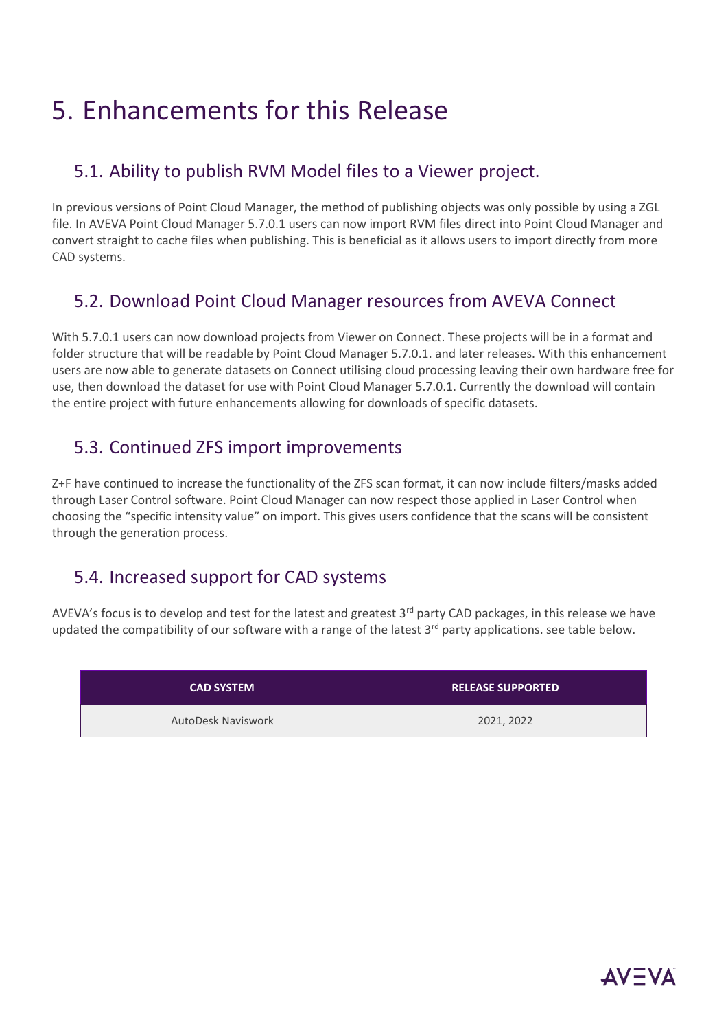# 5. Enhancements for this Release

## 5.1. Ability to publish RVM Model files to a Viewer project.

In previous versions of Point Cloud Manager, the method of publishing objects was only possible by using a ZGL file. In AVEVA Point Cloud Manager 5.7.0.1 users can now import RVM files direct into Point Cloud Manager and convert straight to cache files when publishing. This is beneficial as it allows users to import directly from more CAD systems.

## 5.2. Download Point Cloud Manager resources from AVEVA Connect

With 5.7.0.1 users can now download projects from Viewer on Connect. These projects will be in a format and folder structure that will be readable by Point Cloud Manager 5.7.0.1. and later releases. With this enhancement users are now able to generate datasets on Connect utilising cloud processing leaving their own hardware free for use, then download the dataset for use with Point Cloud Manager 5.7.0.1. Currently the download will contain the entire project with future enhancements allowing for downloads of specific datasets.

## 5.3. Continued ZFS import improvements

Z+F have continued to increase the functionality of the ZFS scan format, it can now include filters/masks added through Laser Control software. Point Cloud Manager can now respect those applied in Laser Control when choosing the "specific intensity value" on import. This gives users confidence that the scans will be consistent through the generation process.

## 5.4. Increased support for CAD systems

AVEVA's focus is to develop and test for the latest and greatest 3rd party CAD packages, in this release we have updated the compatibility of our software with a range of the latest 3rd party applications. see table below.

| CAD SYSTEM | RELEASE SUPPORTED |
|---|---|
| AutoDesk Naviswork | 2021, 2022 |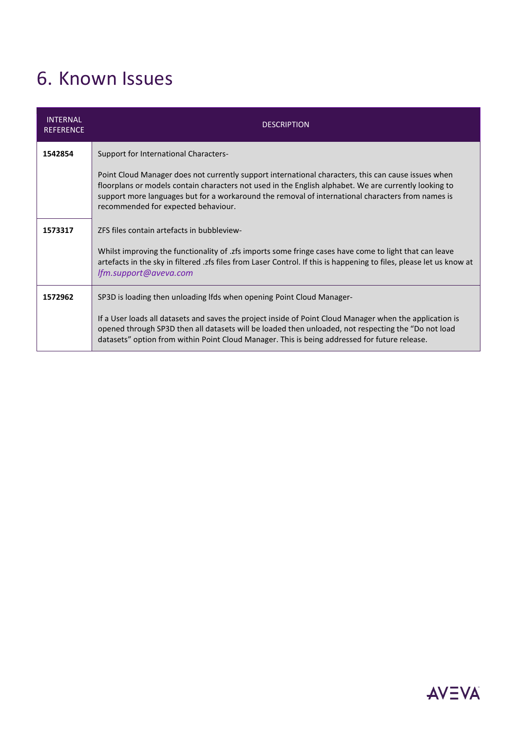# 6. Known Issues

| INTERNAL REFERENCE | DESCRIPTION |
|---|---|
| **1542854** | Support for International Characters-<br><br>Point Cloud Manager does not currently support international characters, this can cause issues when floorplans or models contain characters not used in the English alphabet. We are currently looking to support more languages but for a workaround the removal of international characters from names is recommended for expected behaviour. |
| **1573317** | ZFS files contain artefacts in bubbleview-<br><br>Whilst improving the functionality of .zfs imports some fringe cases have come to light that can leave artefacts in the sky in filtered .zfs files from Laser Control. If this is happening to files, please let us know at *lfm.support@aveva.com* |
| **1572962** | SP3D is loading then unloading lfds when opening Point Cloud Manager-<br><br>If a User loads all datasets and saves the project inside of Point Cloud Manager when the application is opened through SP3D then all datasets will be loaded then unloaded, not respecting the "Do not load datasets" option from within Point Cloud Manager. This is being addressed for future release. |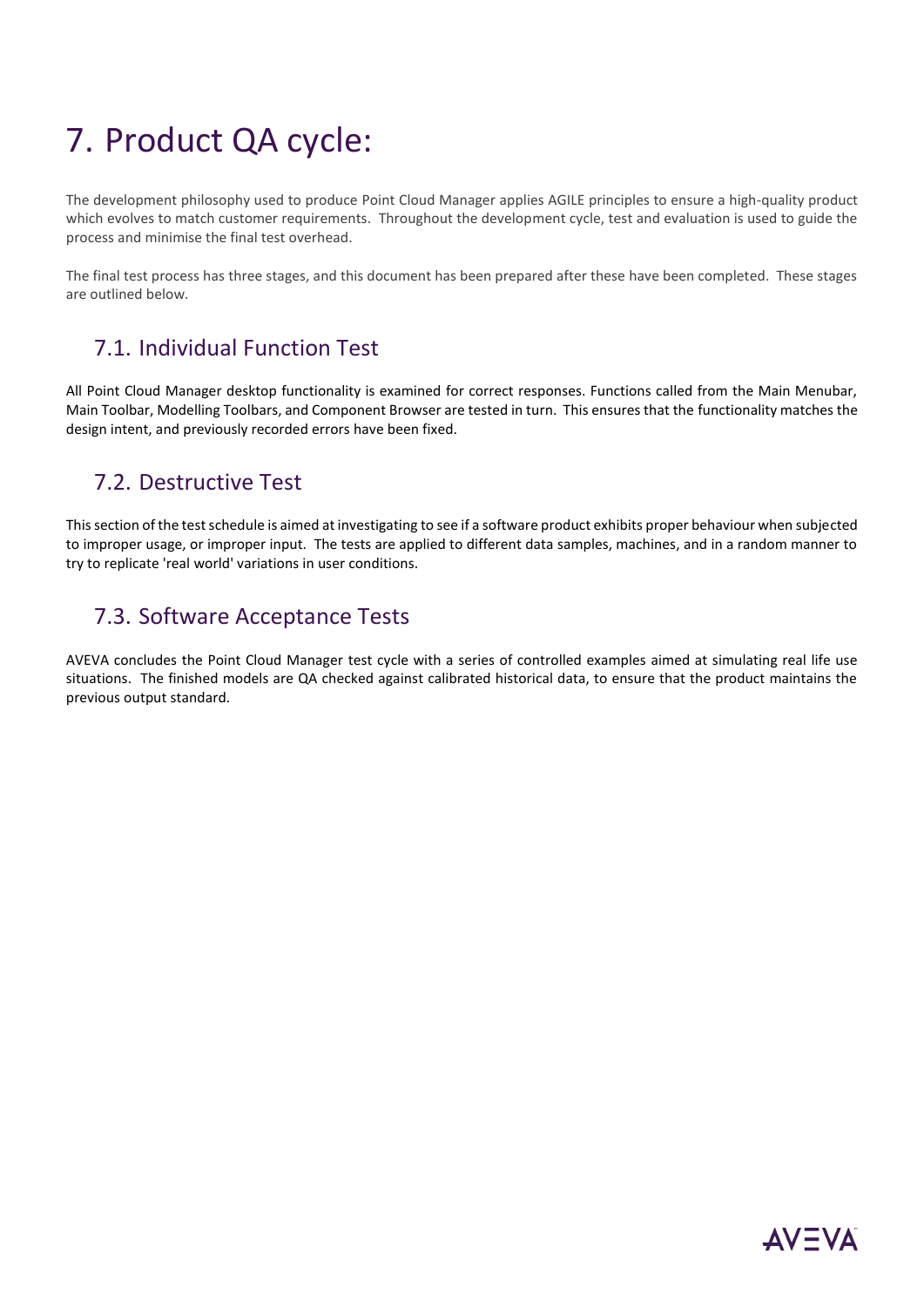# 7. Product QA cycle:

The development philosophy used to produce Point Cloud Manager applies AGILE principles to ensure a high-quality product which evolves to match customer requirements. Throughout the development cycle, test and evaluation is used to guide the process and minimise the final test overhead.

The final test process has three stages, and this document has been prepared after these have been completed. These stages are outlined below.

## 7.1. Individual Function Test

All Point Cloud Manager desktop functionality is examined for correct responses. Functions called from the Main Menubar, Main Toolbar, Modelling Toolbars, and Component Browser are tested in turn. This ensures that the functionality matches the design intent, and previously recorded errors have been fixed.

## 7.2. Destructive Test

This section of the test schedule is aimed at investigating to see if a software product exhibits proper behaviour when subjected to improper usage, or improper input. The tests are applied to different data samples, machines, and in a random manner to try to replicate 'real world' variations in user conditions.

## 7.3. Software Acceptance Tests

AVEVA concludes the Point Cloud Manager test cycle with a series of controlled examples aimed at simulating real life use situations. The finished models are QA checked against calibrated historical data, to ensure that the product maintains the previous output standard.